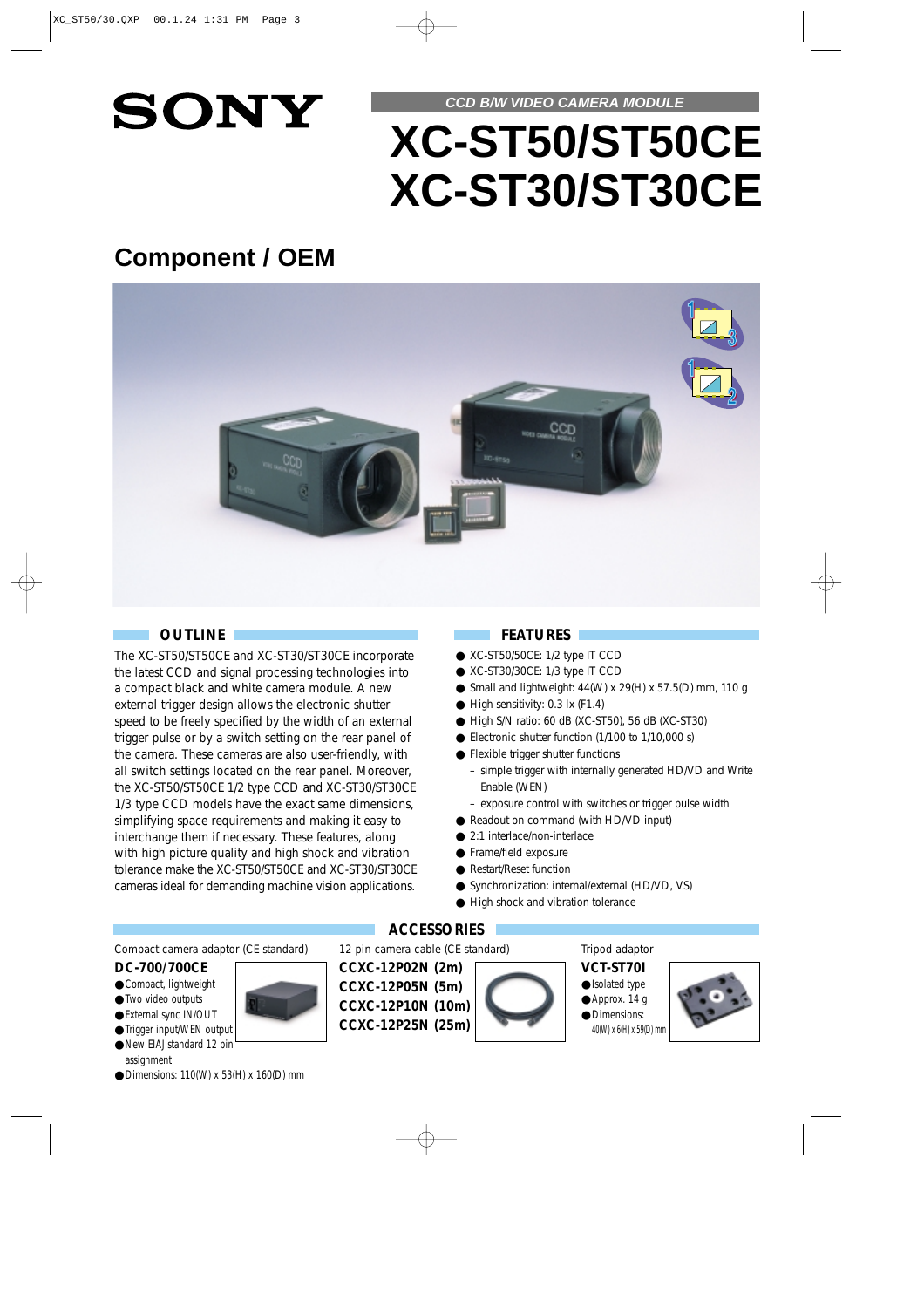# SONY

CCD B/W VIDEO CAMERA MODULE

# XC-ST50/ST50CE
# XC-ST30/ST30CE

## Component / OEM

### OUTLINE

The XC-ST50/ST50CE and XC-ST30/ST30CE incorporate the latest CCD and signal processing technologies into a compact black and white camera module. A new external trigger design allows the electronic shutter speed to be freely specified by the width of an external trigger pulse or by a switch setting on the rear panel of the camera. These cameras are also user-friendly, with all switch settings located on the rear panel. Moreover, the XC-ST50/ST50CE 1/2 type CCD and XC-ST30/ST30CE 1/3 type CCD models have the exact same dimensions, simplifying space requirements and making it easy to interchange them if necessary. These features, along with high picture quality and high shock and vibration tolerance make the XC-ST50/ST50CE and XC-ST30/ST30CE cameras ideal for demanding machine vision applications.

### FEATURES

- XC-ST50/50CE: 1/2 type IT CCD
- XC-ST30/30CE: 1/3 type IT CCD
- Small and lightweight: 44(W) x 29(H) x 57.5(D) mm, 110 g
- High sensitivity: 0.3 lx (F1.4)
- High S/N ratio: 60 dB (XC-ST50), 56 dB (XC-ST30)
- Electronic shutter function (1/100 to 1/10,000 s)
- Flexible trigger shutter functions
  - simple trigger with internally generated HD/VD and Write Enable (WEN)
  - exposure control with switches or trigger pulse width
- Readout on command (with HD/VD input)
- 2:1 interlace/non-interlace
- Frame/field exposure
- Restart/Reset function
- Synchronization: internal/external (HD/VD, VS)
- High shock and vibration tolerance

### ACCESSORIES

Compact camera adaptor (CE standard)

**DC-700/700CE**

- Compact, lightweight
- Two video outputs
- External sync IN/OUT
- Trigger input/WEN output
- New EIAJ standard 12 pin assignment
- Dimensions: 110(W) x 53(H) x 160(D) mm

12 pin camera cable (CE standard)

**CCXC-12P02N (2m)**
**CCXC-12P05N (5m)**
**CCXC-12P10N (10m)**
**CCXC-12P25N (25m)**

Tripod adaptor

**VCT-ST70I**

- Isolated type
- Approx. 14 g
- Dimensions: 40(W) x 6(H) x 59(D) mm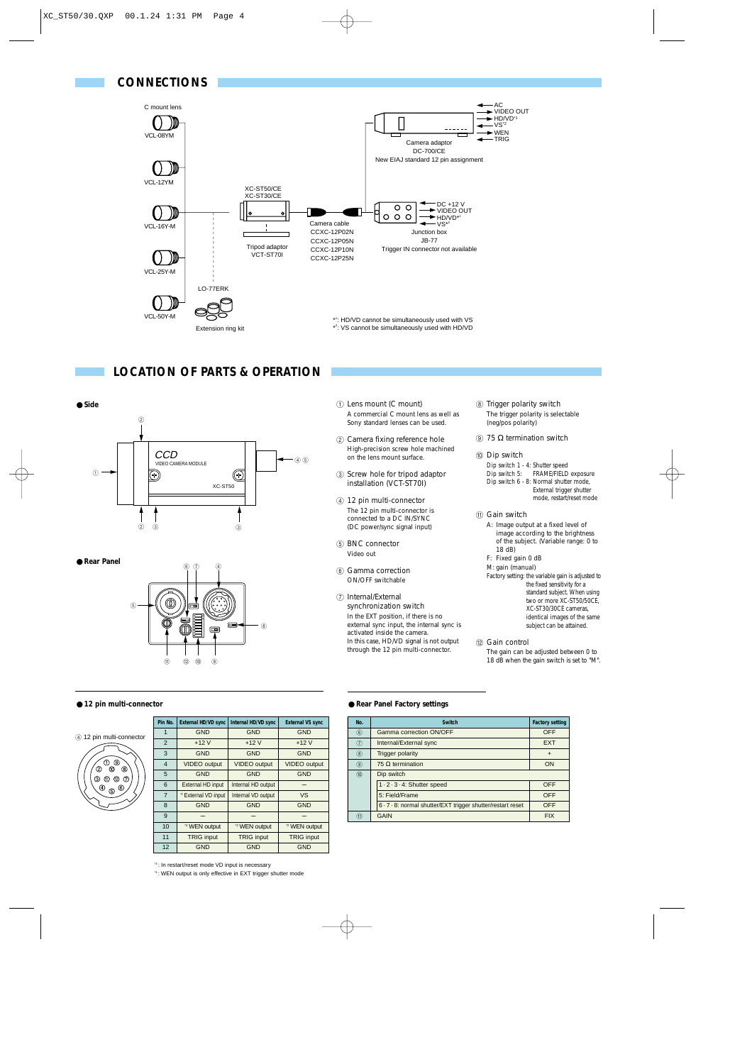## CONNECTIONS

C mount lens

VCL-08YM

VCL-12YM

VCL-16Y-M

VCL-25Y-M

VCL-50Y-M

LO-77ERK

Extension ring kit

XC-ST50/CE
XC-ST30/CE

Tripod adaptor
VCT-ST70I

Camera cable
CCXC-12P02N
CCXC-12P05N
CCXC-12P10N
CCXC-12P25N

Camera adaptor
DC-700/CE
New EIAJ standard 12 pin assignment

AC
VIDEO OUT
HD/VD[*1]
VS[*2]
WEN
TRIG

Junction box
JB-77
Trigger IN connector not available

DC +12 V
VIDEO OUT
HD/VD[*1]
VS[*2]

[*1]: HD/VD cannot be simultaneously used with VS
[*2]: VS cannot be simultaneously used with HD/VD

## LOCATION OF PARTS & OPERATION

### ● Side

### ● Rear Panel

① Lens mount (C mount)
A commercial C mount lens as well as Sony standard lenses can be used.

② Camera fixing reference hole
High-precision screw hole machined on the lens mount surface.

③ Screw hole for tripod adaptor installation (VCT-ST70I)

④ 12 pin multi-connector
The 12 pin multi-connector is connected to a DC IN/SYNC (DC power/sync signal input)

⑤ BNC connector
Video out

⑥ Gamma correction
ON/OFF switchable

⑦ Internal/External synchronization switch
In the EXT position, if there is no external sync input, the internal sync is activated inside the camera.
In this case, HD/VD signal is not output through the 12 pin multi-connector.

⑧ Trigger polarity switch
The trigger polarity is selectable (neg/pos polarity)

⑨ 75 Ω termination switch

⑩ Dip switch
Dip switch 1 - 4: Shutter speed
Dip switch 5: FRAME/FIELD exposure
Dip switch 6 - 8: Normal shutter mode, External trigger shutter mode, restart/reset mode

⑪ Gain switch
A: Image output at a fixed level of image according to the brightness of the subject. (Variable range: 0 to 18 dB)
F: Fixed gain 0 dB
M: gain (manual)
Factory setting: the variable gain is adjusted to the fixed sensitivity for a standard subject. When using two or more XC-ST50/50CE, XC-ST30/30CE cameras, identical images of the same subject can be attained.

⑫ Gain control
The gain can be adjusted between 0 to 18 dB when the gain switch is set to "M".

### ● 12 pin multi-connector

④ 12 pin multi-connector

| Pin No. | External HD/VD sync | Internal HD/VD sync | External VS sync |
|---|---|---|---|
| 1 | GND | GND | GND |
| 2 | +12 V | +12 V | +12 V |
| 3 | GND | GND | GND |
| 4 | VIDEO output | VIDEO output | VIDEO output |
| 5 | GND | GND | GND |
| 6 | External HD input | Internal HD output | — |
| 7 | [*3] External VD input | Internal VD output | VS |
| 8 | GND | GND | GND |
| 9 | — | — | — |
| 10 | [*4] WEN output | [*4] WEN output | [*4] WEN output |
| 11 | TRIG input | TRIG input | TRIG input |
| 12 | GND | GND | GND |

[*3]: In restart/reset mode VD input is necessary
[*4]: WEN output is only effective in EXT trigger shutter mode

### ● Rear Panel Factory settings

| No. | Switch | Factory setting |
|---|---|---|
| ⑥ | Gamma correction ON/OFF | OFF |
| ⑦ | Internal/External sync | EXT |
| ⑧ | Trigger polarity | + |
| ⑨ | 75 Ω termination | ON |
| ⑩ | Dip switch | |
| | 1 · 2 · 3 · 4: Shutter speed | OFF |
| | 5: Field/Frame | OFF |
| | 6 · 7 · 8: normal shutter/EXT trigger shutter/restart reset | OFF |
| ⑪ | GAIN | FIX |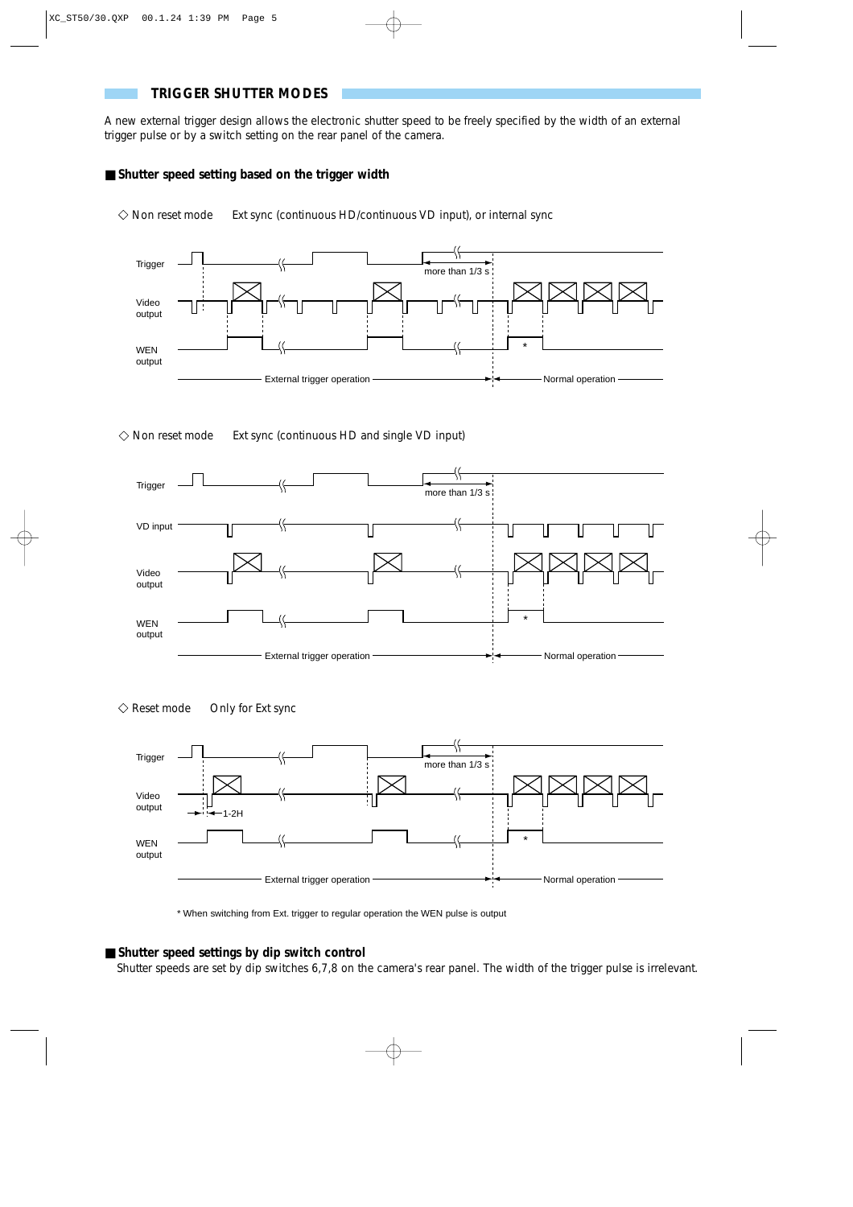## TRIGGER SHUTTER MODES

A new external trigger design allows the electronic shutter speed to be freely specified by the width of an external trigger pulse or by a switch setting on the rear panel of the camera.

### ■ Shutter speed setting based on the trigger width

◇ Non reset mode    Ext sync (continuous HD/continuous VD input), or internal sync

Trigger

more than 1/3 s

Video output

WEN output

*

External trigger operation

Normal operation

◇ Non reset mode    Ext sync (continuous HD and single VD input)

Trigger

more than 1/3 s

VD input

Video output

WEN output

*

External trigger operation

Normal operation

◇ Reset mode    Only for Ext sync

Trigger

more than 1/3 s

Video output

1-2H

WEN output

*

External trigger operation

Normal operation

* When switching from Ext. trigger to regular operation the WEN pulse is output

### ■ Shutter speed settings by dip switch control

Shutter speeds are set by dip switches 6,7,8 on the camera's rear panel. The width of the trigger pulse is irrelevant.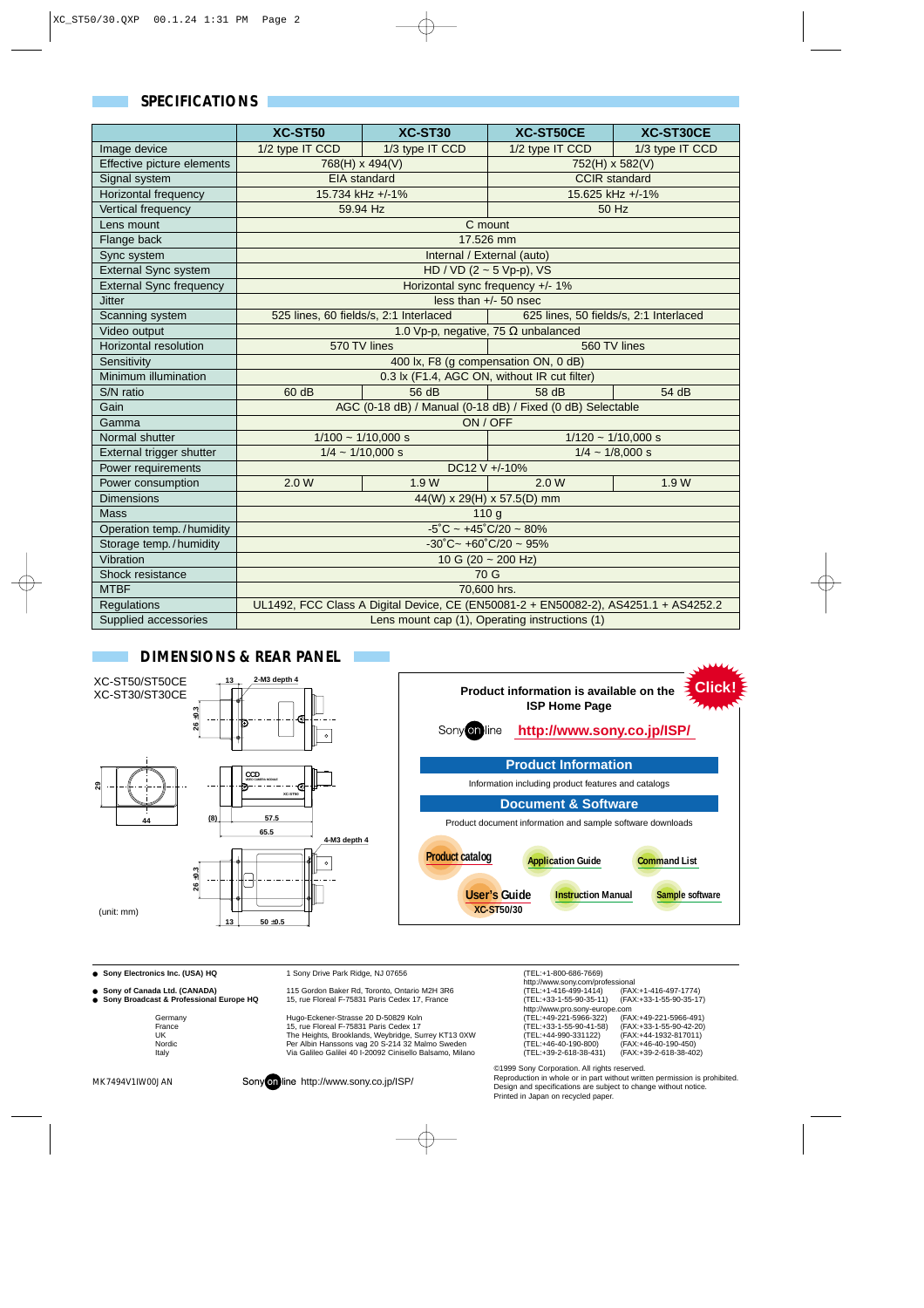## SPECIFICATIONS

| | XC-ST50 | XC-ST30 | XC-ST50CE | XC-ST30CE |
|---|---|---|---|---|
| Image device | 1/2 type IT CCD | 1/3 type IT CCD | 1/2 type IT CCD | 1/3 type IT CCD |
| Effective picture elements | 768(H) x 494(V) | | 752(H) x 582(V) | |
| Signal system | EIA standard | | CCIR standard | |
| Horizontal frequency | 15.734 kHz +/-1% | | 15.625 kHz +/-1% | |
| Vertical frequency | 59.94 Hz | | 50 Hz | |
| Lens mount | C mount | | | |
| Flange back | 17.526 mm | | | |
| Sync system | Internal / External (auto) | | | |
| External Sync system | HD / VD (2 ~ 5 Vp-p), VS | | | |
| External Sync frequency | Horizontal sync frequency +/- 1% | | | |
| Jitter | less than +/- 50 nsec | | | |
| Scanning system | 525 lines, 60 fields/s, 2:1 Interlaced | | 625 lines, 50 fields/s, 2:1 Interlaced | |
| Video output | 1.0 Vp-p, negative, 75 Ω unbalanced | | | |
| Horizontal resolution | 570 TV lines | | 560 TV lines | |
| Sensitivity | 400 lx, F8 (g compensation ON, 0 dB) | | | |
| Minimum illumination | 0.3 lx (F1.4, AGC ON, without IR cut filter) | | | |
| S/N ratio | 60 dB | 56 dB | 58 dB | 54 dB |
| Gain | AGC (0-18 dB) / Manual (0-18 dB) / Fixed (0 dB) Selectable | | | |
| Gamma | ON / OFF | | | |
| Normal shutter | 1/100 ~ 1/10,000 s | | 1/120 ~ 1/10,000 s | |
| External trigger shutter | 1/4 ~ 1/10,000 s | | 1/4 ~ 1/8,000 s | |
| Power requirements | DC12 V +/-10% | | | |
| Power consumption | 2.0 W | 1.9 W | 2.0 W | 1.9 W |
| Dimensions | 44(W) x 29(H) x 57.5(D) mm | | | |
| Mass | 110 g | | | |
| Operation temp. / humidity | -5˚C ~ +45˚C/20 ~ 80% | | | |
| Storage temp. / humidity | -30˚C~ +60˚C/20 ~ 95% | | | |
| Vibration | 10 G (20 ~ 200 Hz) | | | |
| Shock resistance | 70 G | | | |
| MTBF | 70,600 hrs. | | | |
| Regulations | UL1492, FCC Class A Digital Device, CE (EN50081-2 + EN50082-2), AS4251.1 + AS4252.2 | | | |
| Supplied accessories | Lens mount cap (1), Operating instructions (1) | | | |

## DIMENSIONS & REAR PANEL

XC-ST50/ST50CE
XC-ST30/ST30CE

13
2-M3 depth 4
26 ±0.3
29
44
(8)
57.5
65.5
4-M3 depth 4
26 ±0.3
13
50 ±0.5

(unit: mm)

**Product information is available on the ISP Home Page** Click!

Sony online **http://www.sony.co.jp/ISP/**

**Product Information**

Information including product features and catalogs

**Document & Software**

Product document information and sample software downloads

Product catalog — Application Guide — Command List

User's Guide XC-ST50/30 — Instruction Manual — Sample software

- **Sony Electronics Inc. (USA) HQ** 1 Sony Drive Park Ridge, NJ 07656 (TEL:+1-800-686-7669) http://www.sony.com/professional
- **Sony of Canada Ltd. (CANADA)** 115 Gordon Baker Rd, Toronto, Ontario M2H 3R6 (TEL:+1-416-499-1414) (FAX:+1-416-497-1774)
- **Sony Broadcast & Professional Europe HQ** 15, rue Floreal F-75831 Paris Cedex 17, France (TEL:+33-1-55-90-35-11) (FAX:+33-1-55-90-35-17) http://www.pro.sony-europe.com

| | | | |
|---|---|---|---|
| Germany | Hugo-Eckener-Strasse 20 D-50829 Koln | (TEL:+49-221-5966-322) | (FAX:+49-221-5966-491) |
| France | 15, rue Floreal F-75831 Paris Cedex 17 | (TEL:+33-1-55-90-41-58) | (FAX:+33-1-55-90-42-20) |
| UK | The Heights, Brooklands, Weybridge, Surrey KT13 0XW | (TEL:+44-990-331122) | (FAX:+44-1932-817011) |
| Nordic | Per Albin Hanssons vag 20 S-214 32 Malmo Sweden | (TEL:+46-40-190-800) | (FAX:+46-40-190-450) |
| Italy | Via Galileo Galilei 40 I-20092 Cinisello Balsamo, Milano | (TEL:+39-2-618-38-431) | (FAX:+39-2-618-38-402) |

MK7494V1IW00JAN

Sony online http://www.sony.co.jp/ISP/

©1999 Sony Corporation. All rights reserved.
Reproduction in whole or in part without written permission is prohibited.
Design and specifications are subject to change without notice.
Printed in Japan on recycled paper.